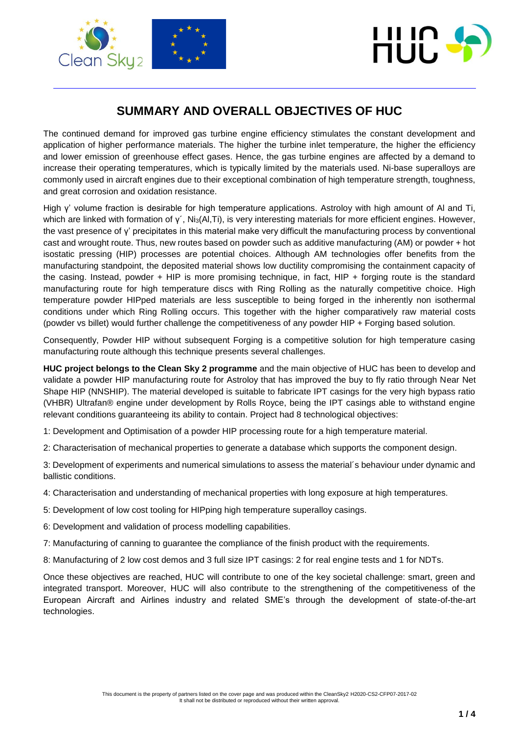# SUMMARY AND OVERALL OBJECTIVES OF HUC

The continued demand for improved gas turbine engine efficiency stimulates the constant development and application of higher performance materials. The higher the turbine inlet temperature, the higher the efficiency and lower emission of greenhouse effect gases. Hence, the gas turbine engines are affected by a demand to increase their operating temperatures, which is typically limited by the materials used. Ni-base superalloys are commonly used in aircraft engines due to their exceptional combination of high temperature strength, toughness, and great corrosion and oxidation resistance.

High γ' volume fraction is desirable for high temperature applications. Astroloy with high amount of Al and Ti, which are linked with formation of γ´, $Ni_3(Al,Ti)$, is very interesting materials for more efficient engines. However, the vast presence of γ' precipitates in this material make very difficult the manufacturing process by conventional cast and wrought route. Thus, new routes based on powder such as additive manufacturing (AM) or powder + hot isostatic pressing (HIP) processes are potential choices. Although AM technologies offer benefits from the manufacturing standpoint, the deposited material shows low ductility compromising the containment capacity of the casing. Instead, powder + HIP is more promising technique, in fact, HIP + forging route is the standard manufacturing route for high temperature discs with Ring Rolling as the naturally competitive choice. High temperature powder HIPped materials are less susceptible to being forged in the inherently non isothermal conditions under which Ring Rolling occurs. This together with the higher comparatively raw material costs (powder vs billet) would further challenge the competitiveness of any powder HIP + Forging based solution.

Consequently, Powder HIP without subsequent Forging is a competitive solution for high temperature casing manufacturing route although this technique presents several challenges.

**HUC project belongs to the Clean Sky 2 programme** and the main objective of HUC has been to develop and validate a powder HIP manufacturing route for Astroloy that has improved the buy to fly ratio through Near Net Shape HIP (NNSHIP). The material developed is suitable to fabricate IPT casings for the very high bypass ratio (VHBR) Ultrafan® engine under development by Rolls Royce, being the IPT casings able to withstand engine relevant conditions guaranteeing its ability to contain. Project had 8 technological objectives:

1: Development and Optimisation of a powder HIP processing route for a high temperature material.

2: Characterisation of mechanical properties to generate a database which supports the component design.

3: Development of experiments and numerical simulations to assess the material´s behaviour under dynamic and ballistic conditions.

4: Characterisation and understanding of mechanical properties with long exposure at high temperatures.

5: Development of low cost tooling for HIPping high temperature superalloy casings.

6: Development and validation of process modelling capabilities.

7: Manufacturing of canning to guarantee the compliance of the finish product with the requirements.

8: Manufacturing of 2 low cost demos and 3 full size IPT casings: 2 for real engine tests and 1 for NDTs.

Once these objectives are reached, HUC will contribute to one of the key societal challenge: smart, green and integrated transport. Moreover, HUC will also contribute to the strengthening of the competitiveness of the European Aircraft and Airlines industry and related SME's through the development of state-of-the-art technologies.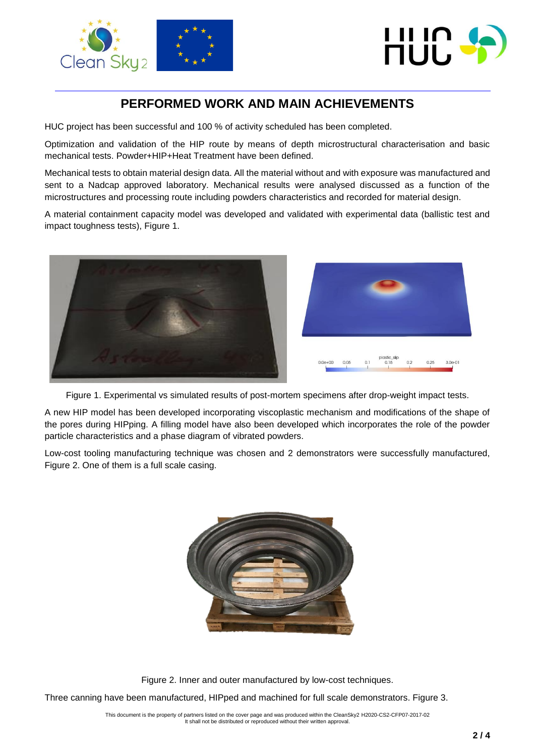## PERFORMED WORK AND MAIN ACHIEVEMENTS

HUC project has been successful and 100 % of activity scheduled has been completed.

Optimization and validation of the HIP route by means of depth microstructural characterisation and basic mechanical tests. Powder+HIP+Heat Treatment have been defined.

Mechanical tests to obtain material design data. All the material without and with exposure was manufactured and sent to a Nadcap approved laboratory. Mechanical results were analysed discussed as a function of the microstructures and processing route including powders characteristics and recorded for material design.

A material containment capacity model was developed and validated with experimental data (ballistic test and impact toughness tests), Figure 1.

Figure 1. Experimental vs simulated results of post-mortem specimens after drop-weight impact tests.

A new HIP model has been developed incorporating viscoplastic mechanism and modifications of the shape of the pores during HIPping. A filling model have also been developed which incorporates the role of the powder particle characteristics and a phase diagram of vibrated powders.

Low-cost tooling manufacturing technique was chosen and 2 demonstrators were successfully manufactured, Figure 2. One of them is a full scale casing.

Figure 2. Inner and outer manufactured by low-cost techniques.

Three canning have been manufactured, HIPped and machined for full scale demonstrators. Figure 3.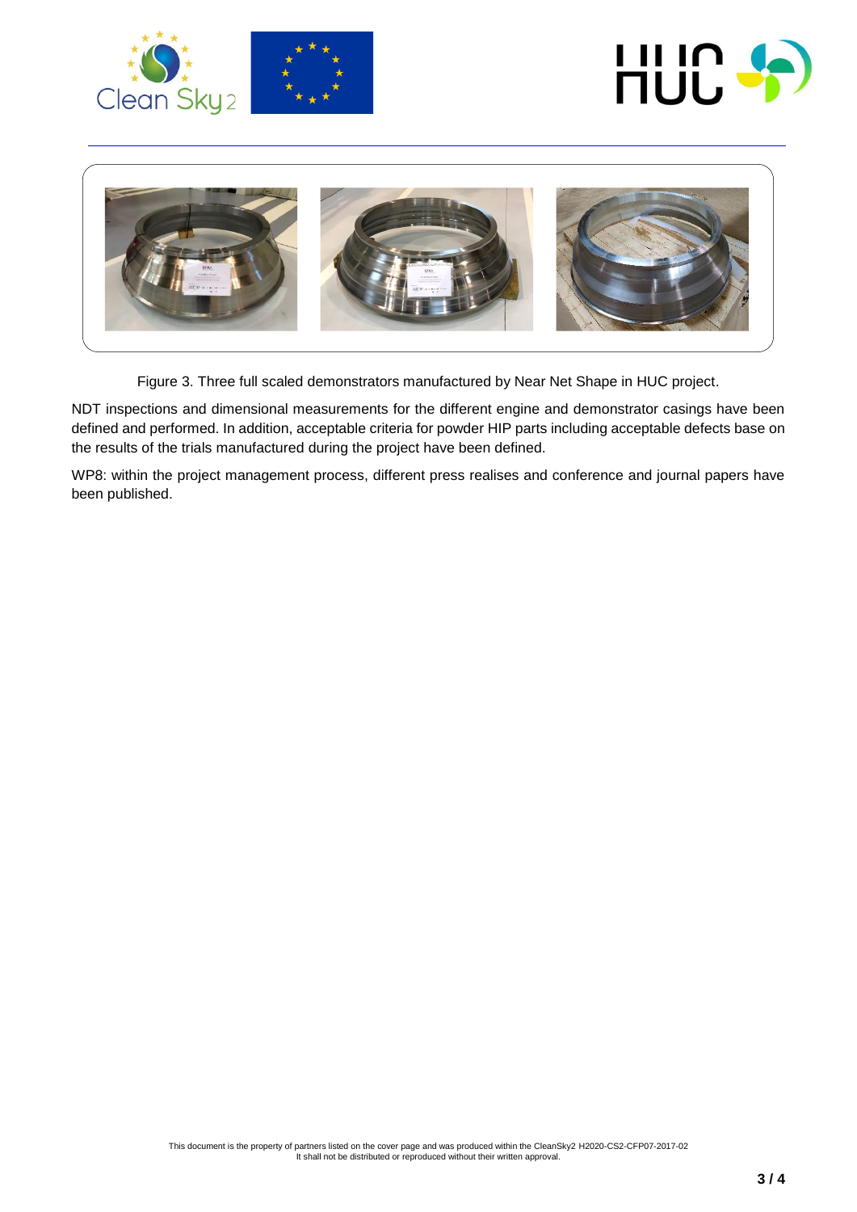Figure 3. Three full scaled demonstrators manufactured by Near Net Shape in HUC project.

NDT inspections and dimensional measurements for the different engine and demonstrator casings have been defined and performed. In addition, acceptable criteria for powder HIP parts including acceptable defects base on the results of the trials manufactured during the project have been defined.

WP8: within the project management process, different press realises and conference and journal papers have been published.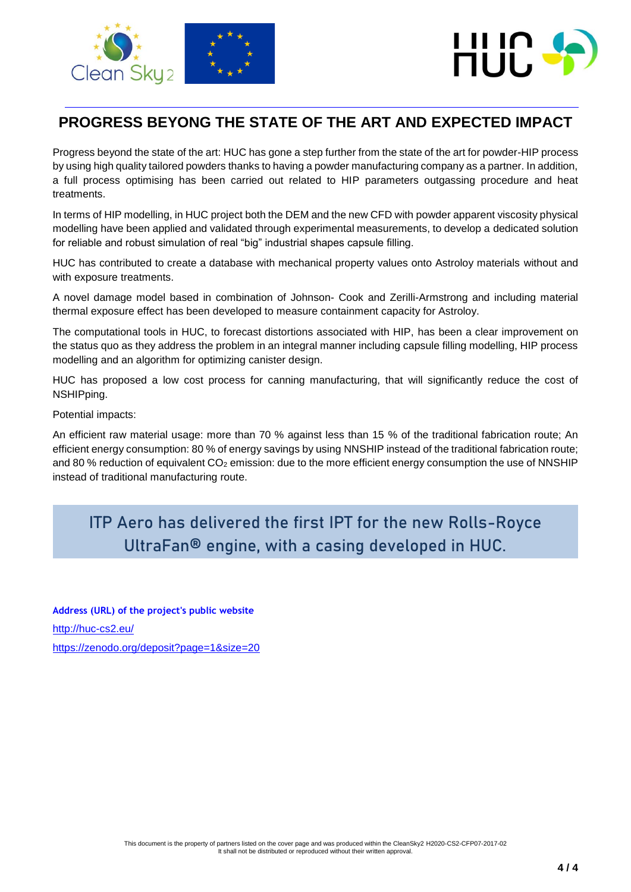## PROGRESS BEYONG THE STATE OF THE ART AND EXPECTED IMPACT

Progress beyond the state of the art: HUC has gone a step further from the state of the art for powder-HIP process by using high quality tailored powders thanks to having a powder manufacturing company as a partner. In addition, a full process optimising has been carried out related to HIP parameters outgassing procedure and heat treatments.

In terms of HIP modelling, in HUC project both the DEM and the new CFD with powder apparent viscosity physical modelling have been applied and validated through experimental measurements, to develop a dedicated solution for reliable and robust simulation of real "big" industrial shapes capsule filling.

HUC has contributed to create a database with mechanical property values onto Astroloy materials without and with exposure treatments.

A novel damage model based in combination of Johnson- Cook and Zerilli-Armstrong and including material thermal exposure effect has been developed to measure containment capacity for Astroloy.

The computational tools in HUC, to forecast distortions associated with HIP, has been a clear improvement on the status quo as they address the problem in an integral manner including capsule filling modelling, HIP process modelling and an algorithm for optimizing canister design.

HUC has proposed a low cost process for canning manufacturing, that will significantly reduce the cost of NSHIPping.

Potential impacts:

An efficient raw material usage: more than 70 % against less than 15 % of the traditional fabrication route; An efficient energy consumption: 80 % of energy savings by using NNSHIP instead of the traditional fabrication route; and 80 % reduction of equivalent $CO_2$ emission: due to the more efficient energy consumption the use of NNSHIP instead of traditional manufacturing route.

> ITP Aero has delivered the first IPT for the new Rolls-Royce UltraFan® engine, with a casing developed in HUC.

**Address (URL) of the project's public website**

http://huc-cs2.eu/

https://zenodo.org/deposit?page=1&size=20

This document is the property of partners listed on the cover page and was produced within the CleanSky2 H2020-CS2-CFP07-2017-02
It shall not be distributed or reproduced without their written approval.